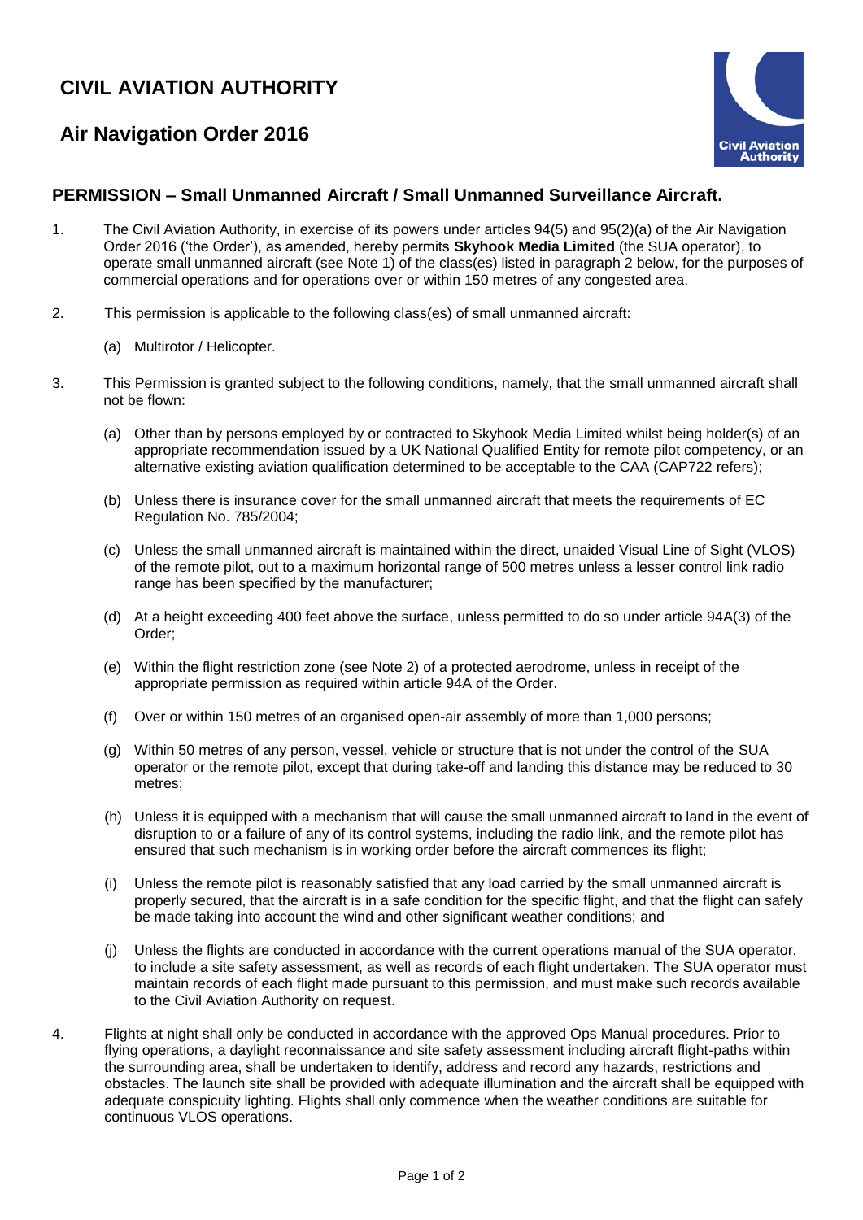# CIVIL AVIATION AUTHORITY

## Air Navigation Order 2016

### PERMISSION – Small Unmanned Aircraft / Small Unmanned Surveillance Aircraft.

1. The Civil Aviation Authority, in exercise of its powers under articles 94(5) and 95(2)(a) of the Air Navigation Order 2016 ('the Order'), as amended, hereby permits **Skyhook Media Limited** (the SUA operator), to operate small unmanned aircraft (see Note 1) of the class(es) listed in paragraph 2 below, for the purposes of commercial operations and for operations over or within 150 metres of any congested area.

2. This permission is applicable to the following class(es) of small unmanned aircraft:

   (a) Multirotor / Helicopter.

3. This Permission is granted subject to the following conditions, namely, that the small unmanned aircraft shall not be flown:

   (a) Other than by persons employed by or contracted to Skyhook Media Limited whilst being holder(s) of an appropriate recommendation issued by a UK National Qualified Entity for remote pilot competency, or an alternative existing aviation qualification determined to be acceptable to the CAA (CAP722 refers);

   (b) Unless there is insurance cover for the small unmanned aircraft that meets the requirements of EC Regulation No. 785/2004;

   (c) Unless the small unmanned aircraft is maintained within the direct, unaided Visual Line of Sight (VLOS) of the remote pilot, out to a maximum horizontal range of 500 metres unless a lesser control link radio range has been specified by the manufacturer;

   (d) At a height exceeding 400 feet above the surface, unless permitted to do so under article 94A(3) of the Order;

   (e) Within the flight restriction zone (see Note 2) of a protected aerodrome, unless in receipt of the appropriate permission as required within article 94A of the Order.

   (f) Over or within 150 metres of an organised open-air assembly of more than 1,000 persons;

   (g) Within 50 metres of any person, vessel, vehicle or structure that is not under the control of the SUA operator or the remote pilot, except that during take-off and landing this distance may be reduced to 30 metres;

   (h) Unless it is equipped with a mechanism that will cause the small unmanned aircraft to land in the event of disruption to or a failure of any of its control systems, including the radio link, and the remote pilot has ensured that such mechanism is in working order before the aircraft commences its flight;

   (i) Unless the remote pilot is reasonably satisfied that any load carried by the small unmanned aircraft is properly secured, that the aircraft is in a safe condition for the specific flight, and that the flight can safely be made taking into account the wind and other significant weather conditions; and

   (j) Unless the flights are conducted in accordance with the current operations manual of the SUA operator, to include a site safety assessment, as well as records of each flight undertaken. The SUA operator must maintain records of each flight made pursuant to this permission, and must make such records available to the Civil Aviation Authority on request.

4. Flights at night shall only be conducted in accordance with the approved Ops Manual procedures. Prior to flying operations, a daylight reconnaissance and site safety assessment including aircraft flight-paths within the surrounding area, shall be undertaken to identify, address and record any hazards, restrictions and obstacles. The launch site shall be provided with adequate illumination and the aircraft shall be equipped with adequate conspicuity lighting. Flights shall only commence when the weather conditions are suitable for continuous VLOS operations.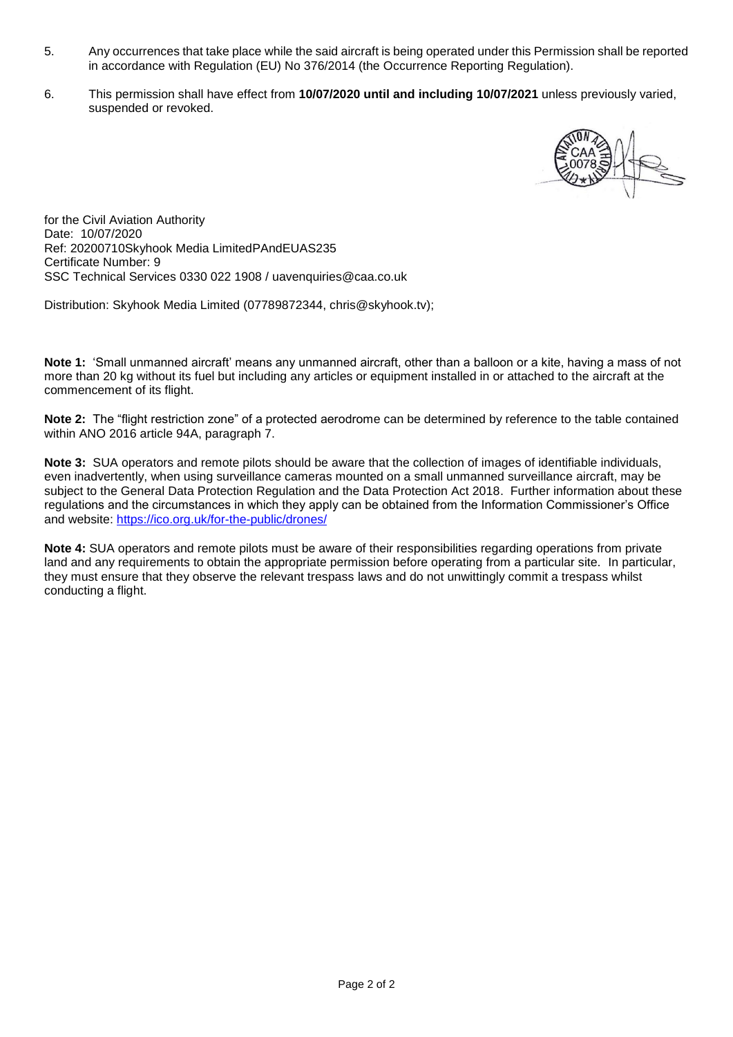5. Any occurrences that take place while the said aircraft is being operated under this Permission shall be reported in accordance with Regulation (EU) No 376/2014 (the Occurrence Reporting Regulation).

6. This permission shall have effect from **10/07/2020 until and including 10/07/2021** unless previously varied, suspended or revoked.

for the Civil Aviation Authority
Date: 10/07/2020
Ref: 20200710Skyhook Media LimitedPAndEUAS235
Certificate Number: 9
SSC Technical Services 0330 022 1908 / uavenquiries@caa.co.uk

Distribution: Skyhook Media Limited (07789872344, chris@skyhook.tv);

**Note 1:** 'Small unmanned aircraft' means any unmanned aircraft, other than a balloon or a kite, having a mass of not more than 20 kg without its fuel but including any articles or equipment installed in or attached to the aircraft at the commencement of its flight.

**Note 2:** The "flight restriction zone" of a protected aerodrome can be determined by reference to the table contained within ANO 2016 article 94A, paragraph 7.

**Note 3:** SUA operators and remote pilots should be aware that the collection of images of identifiable individuals, even inadvertently, when using surveillance cameras mounted on a small unmanned surveillance aircraft, may be subject to the General Data Protection Regulation and the Data Protection Act 2018. Further information about these regulations and the circumstances in which they apply can be obtained from the Information Commissioner's Office and website: https://ico.org.uk/for-the-public/drones/

**Note 4:** SUA operators and remote pilots must be aware of their responsibilities regarding operations from private land and any requirements to obtain the appropriate permission before operating from a particular site. In particular, they must ensure that they observe the relevant trespass laws and do not unwittingly commit a trespass whilst conducting a flight.